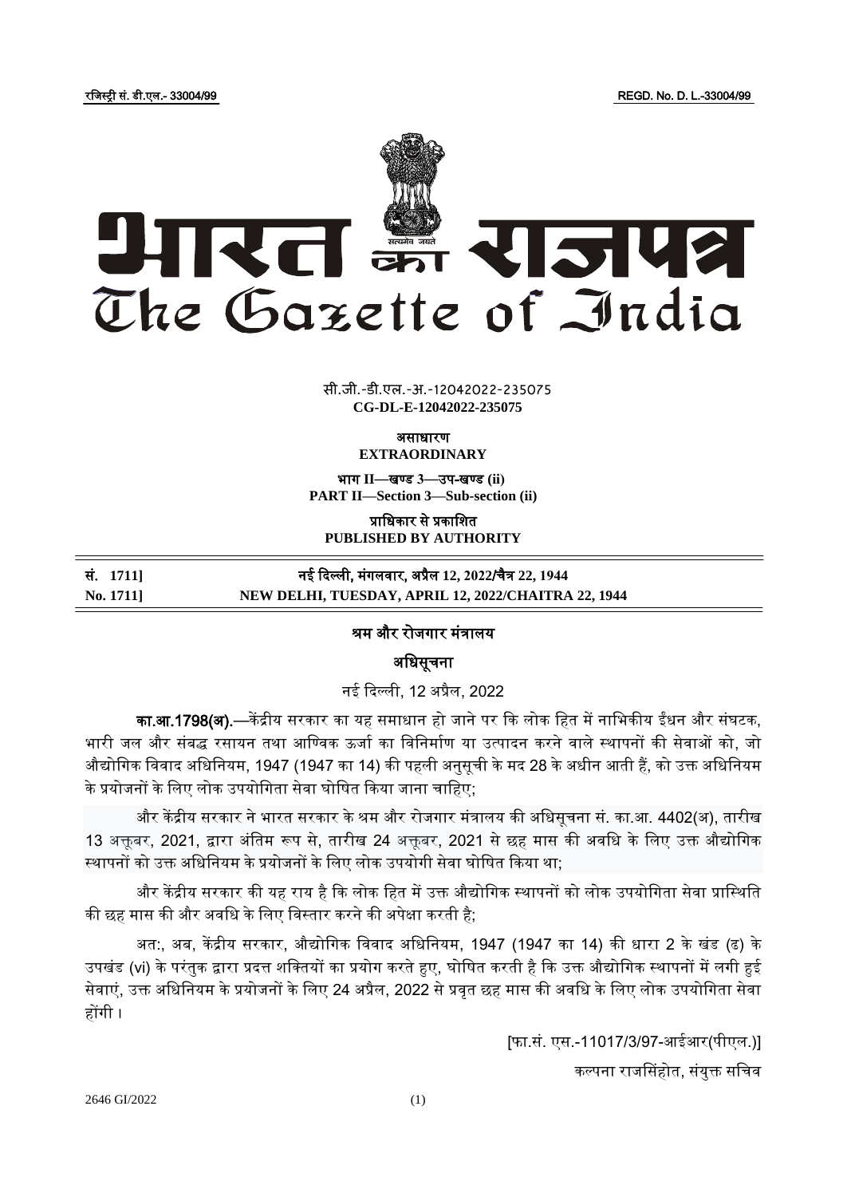रजिस्ट्री सं. डी.एल.- 33004/99 REGD. No. D. L.-33004/99

# भारत का राजपत्र
# The Gazette of India

सी.जी.-डी.एल.-अ.-12042022-235075
**CG-DL-E-12042022-235075**

**असाधारण**
**EXTRAORDINARY**

**भाग II—खण्ड 3—उप-खण्ड (ii)**
**PART II—Section 3—Sub-section (ii)**

**प्राधिकार से प्रकाशित**
**PUBLISHED BY AUTHORITY**

| | |
|---|---|
| **सं. 1711]** | **नई दिल्ली, मंगलवार, अप्रैल 12, 2022/चैत्र 22, 1944** |
| **No. 1711]** | **NEW DELHI, TUESDAY, APRIL 12, 2022/CHAITRA 22, 1944** |

## श्रम और रोजगार मंत्रालय

### अधिसूचना

नई दिल्ली, 12 अप्रैल, 2022

**का.आ.1798(अ).**—केंद्रीय सरकार का यह समाधान हो जाने पर कि लोक हित में नाभिकीय ईंधन और संघटक, भारी जल और संबद्ध रसायन तथा आण्विक ऊर्जा का विनिर्माण या उत्पादन करने वाले स्थापनों की सेवाओं को, जो औद्योगिक विवाद अधिनियम, 1947 (1947 का 14) की पहली अनुसूची के मद 28 के अधीन आती हैं, को उक्त अधिनियम के प्रयोजनों के लिए लोक उपयोगिता सेवा घोषित किया जाना चाहिए;

और केंद्रीय सरकार ने भारत सरकार के श्रम और रोजगार मंत्रालय की अधिसूचना सं. का.आ. 4402(अ), तारीख 13 अक्तूबर, 2021, द्वारा अंतिम रूप से, तारीख 24 अक्तूबर, 2021 से छह मास की अवधि के लिए उक्त औद्योगिक स्थापनों को उक्त अधिनियम के प्रयोजनों के लिए लोक उपयोगी सेवा घोषित किया था;

और केंद्रीय सरकार की यह राय है कि लोक हित में उक्त औद्योगिक स्थापनों को लोक उपयोगिता सेवा प्रास्थिति की छह मास की और अवधि के लिए विस्तार करने की अपेक्षा करती है;

अतः, अब, केंद्रीय सरकार, औद्योगिक विवाद अधिनियम, 1947 (1947 का 14) की धारा 2 के खंड (ढ) के उपखंड (vi) के परंतुक द्वारा प्रदत्त शक्तियों का प्रयोग करते हुए, घोषित करती है कि उक्त औद्योगिक स्थापनों में लगी हुई सेवाएं, उक्त अधिनियम के प्रयोजनों के लिए 24 अप्रैल, 2022 से प्रवृत छह मास की अवधि के लिए लोक उपयोगिता सेवा होंगी।

[फा.सं. एस.-11017/3/97-आईआर(पीएल.)]

कल्पना राजसिंहोत, संयुक्त सचिव

2646 GI/2022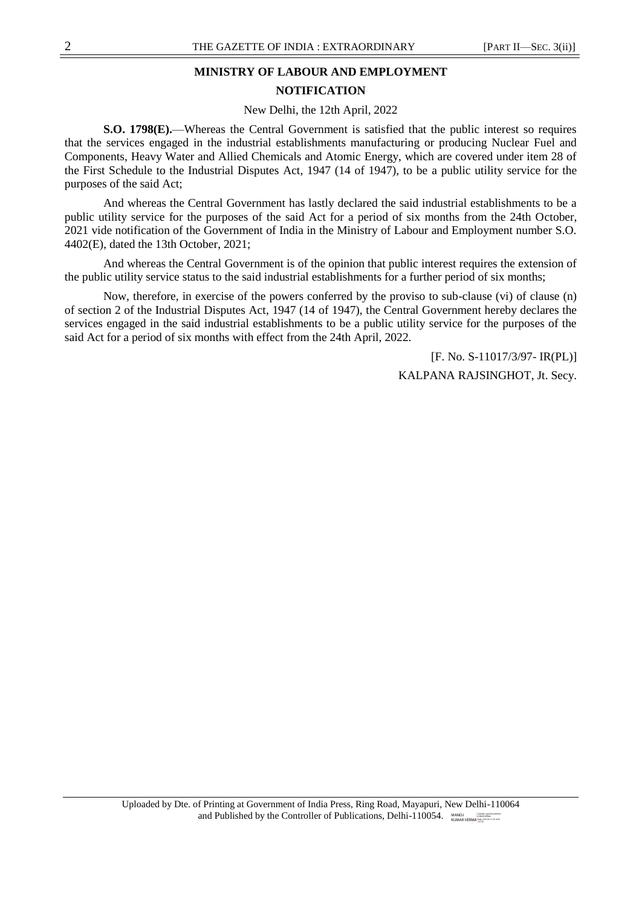## MINISTRY OF LABOUR AND EMPLOYMENT

### NOTIFICATION

New Delhi, the 12th April, 2022

**S.O. 1798(E).**—Whereas the Central Government is satisfied that the public interest so requires that the services engaged in the industrial establishments manufacturing or producing Nuclear Fuel and Components, Heavy Water and Allied Chemicals and Atomic Energy, which are covered under item 28 of the First Schedule to the Industrial Disputes Act, 1947 (14 of 1947), to be a public utility service for the purposes of the said Act;

And whereas the Central Government has lastly declared the said industrial establishments to be a public utility service for the purposes of the said Act for a period of six months from the 24th October, 2021 vide notification of the Government of India in the Ministry of Labour and Employment number S.O. 4402(E), dated the 13th October, 2021;

And whereas the Central Government is of the opinion that public interest requires the extension of the public utility service status to the said industrial establishments for a further period of six months;

Now, therefore, in exercise of the powers conferred by the proviso to sub-clause (vi) of clause (n) of section 2 of the Industrial Disputes Act, 1947 (14 of 1947), the Central Government hereby declares the services engaged in the said industrial establishments to be a public utility service for the purposes of the said Act for a period of six months with effect from the 24th April, 2022.

[F. No. S-11017/3/97- IR(PL)]

KALPANA RAJSINGHOT, Jt. Secy.

Uploaded by Dte. of Printing at Government of India Press, Ring Road, Mayapuri, New Delhi-110064 and Published by the Controller of Publications, Delhi-110054.